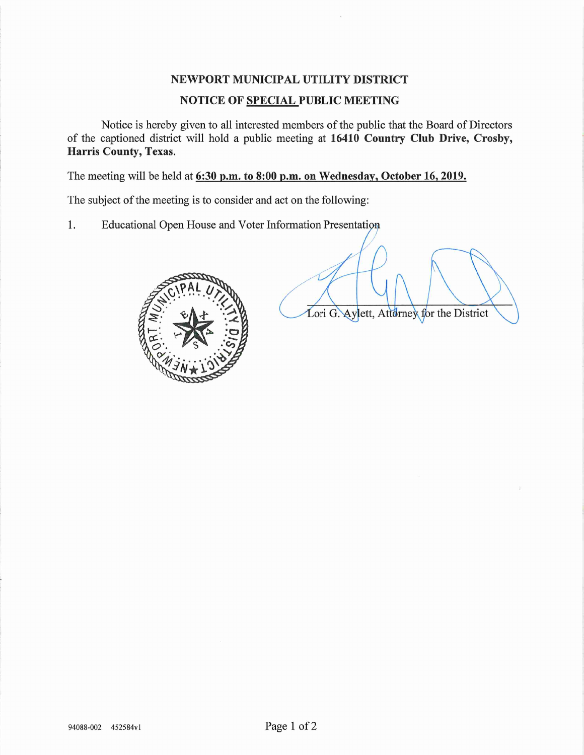# NEWPORT MUNICIPAL UTILITY DISTRICT

## NOTICE OF SPECIAL PUBLIC MEETING

Notice is hereby given to all interested members of the public that the Board of Directors of the captioned district will hold a public meeting at **16410 Country Club Drive, Crosby, Harris County, Texas**.

The meeting will be held at **6:30 p.m. to 8:00 p.m. on Wednesday, October 16, 2019.**

The subject of the meeting is to consider and act on the following:

1. Educational Open House and Voter Information Presentation

Lori G. Aylett, Attorney for the District

94088-002 452584v1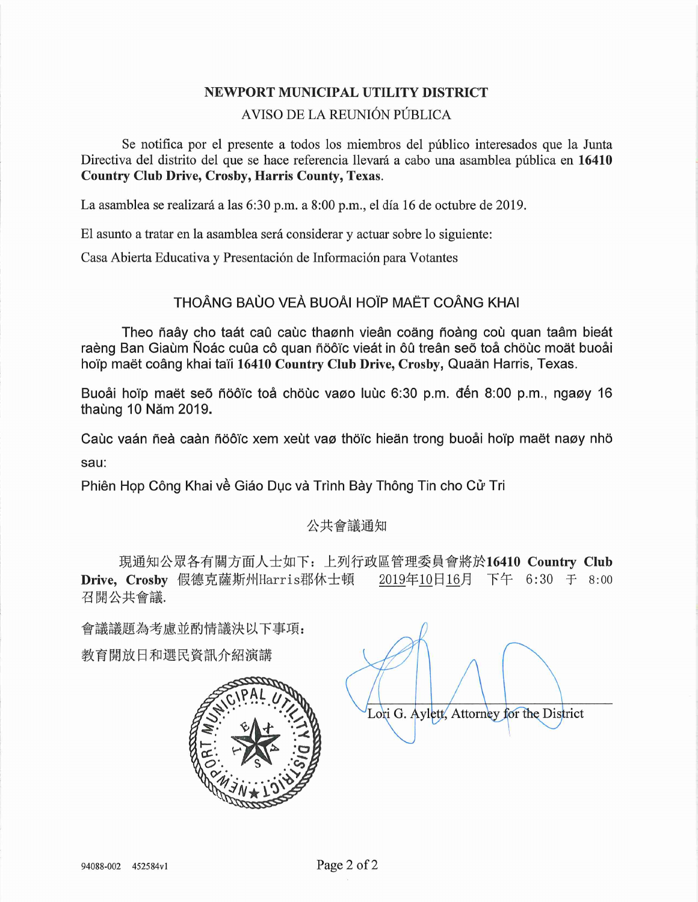**NEWPORT MUNICIPAL UTILITY DISTRICT**

AVISO DE LA REUNIÓN PÚBLICA

Se notifica por el presente a todos los miembros del público interesados que la Junta Directiva del distrito del que se hace referencia llevará a cabo una asamblea pública en **16410 Country Club Drive, Crosby, Harris County, Texas**.

La asamblea se realizará a las 6:30 p.m. a 8:00 p.m., el día 16 de octubre de 2019.

El asunto a tratar en la asamblea será considerar y actuar sobre lo siguiente:

Casa Abierta Educativa y Presentación de Información para Votantes

THOÂNG BAÙO VEÀ BUOÅI HOÏP MAËT COÂNG KHAI

Theo ñaây cho taát caû caùc thaønh vieân coäng ñoàng coù quan taâm bieát raèng Ban Giaùm Ñoác cuûa cô quan ñöôïc vieát in ôû treân seõ toå chöùc moät buoåi hoïp maët coâng khai taïi **16410 Country Club Drive, Crosby,** Quaän Harris, Texas.

Buoåi hoïp maët seõ ñöôïc toå chöùc vaøo luùc 6:30 p.m. đến 8:00 p.m., ngaøy 16 thaùng 10 Năm 2019.

Caùc vaán ñeà caàn ñöôïc xem xeùt vaø thöïc hieän trong buoåi hoïp maët naøy nhö sau:

Phiên Họp Công Khai về Giáo Dục và Trình Bày Thông Tin cho Cử Tri

公共會議通知

現通知公眾各有關方面人士如下：上列行政區管理委員會將於**16410 Country Club Drive, Crosby** 假德克薩斯州Harris郡休士頓 2019年10日16月 下午 6:30 于 8:00 召開公共會議.

會議議題為考慮並酌情議決以下事項：

教育開放日和選民資訊介紹演講

Lori G. Aylett, Attorney for the District

94088-002 452584v1